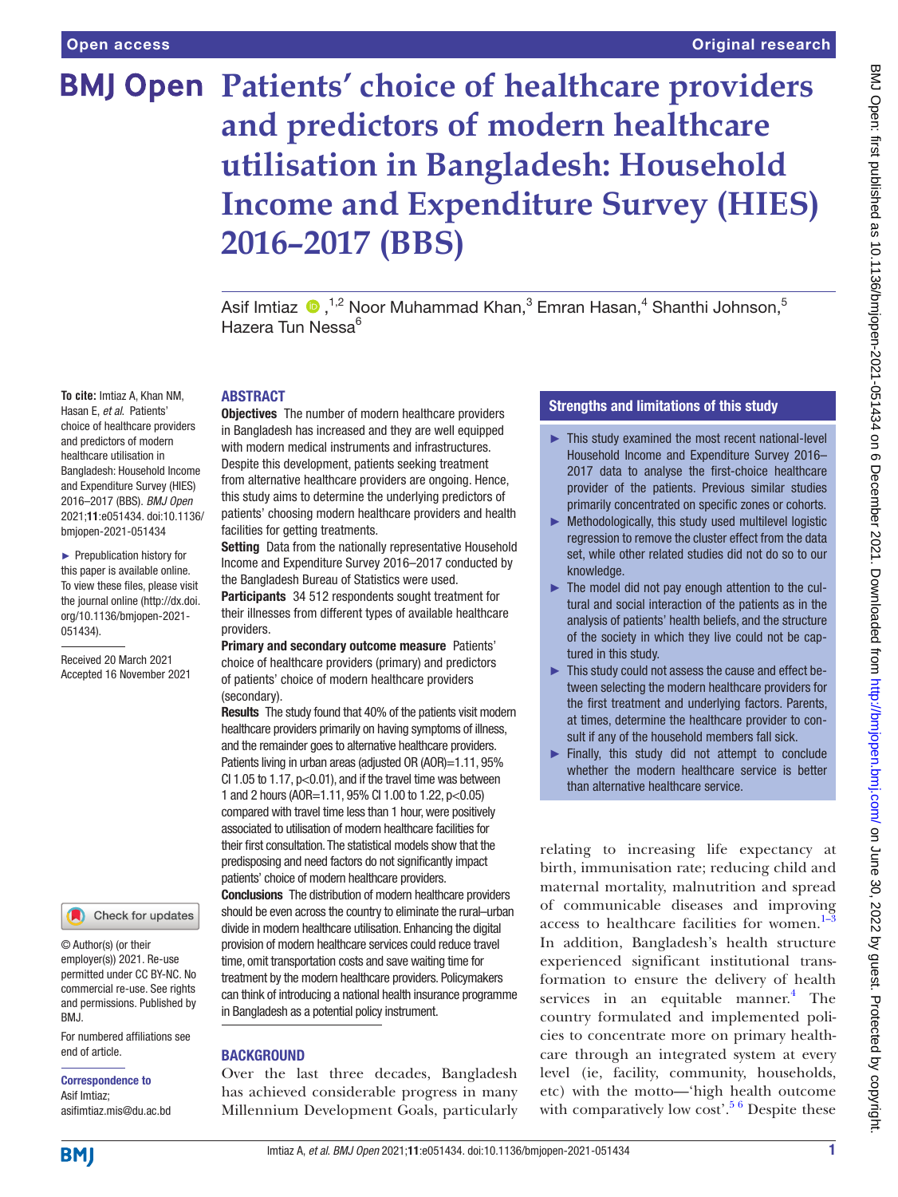Open access

Original research

# Patients' choice of healthcare providers and predictors of modern healthcare utilisation in Bangladesh: Household Income and Expenditure Survey (HIES) 2016–2017 (BBS)

Asif Imtiaz ,[1,2] Noor Muhammad Khan,[3] Emran Hasan,[4] Shanthi Johnson,[5] Hazera Tun Nessa[6]

**To cite:** Imtiaz A, Khan NM, Hasan E, *et al*. Patients' choice of healthcare providers and predictors of modern healthcare utilisation in Bangladesh: Household Income and Expenditure Survey (HIES) 2016–2017 (BBS). *BMJ Open* 2021;**11**:e051434. doi:10.1136/bmjopen-2021-051434

► Prepublication history for this paper is available online. To view these files, please visit the journal online (http://dx.doi.org/10.1136/bmjopen-2021-051434).

Received 20 March 2021
Accepted 16 November 2021

© Author(s) (or their employer(s)) 2021. Re-use permitted under CC BY-NC. No commercial re-use. See rights and permissions. Published by BMJ.

For numbered affiliations see end of article.

**Correspondence to**
Asif Imtiaz;
asifimtiaz.mis@du.ac.bd

## ABSTRACT

**Objectives** The number of modern healthcare providers in Bangladesh has increased and they are well equipped with modern medical instruments and infrastructures. Despite this development, patients seeking treatment from alternative healthcare providers are ongoing. Hence, this study aims to determine the underlying predictors of patients' choosing modern healthcare providers and health facilities for getting treatments.

**Setting** Data from the nationally representative Household Income and Expenditure Survey 2016–2017 conducted by the Bangladesh Bureau of Statistics were used.

**Participants** 34 512 respondents sought treatment for their illnesses from different types of available healthcare providers.

**Primary and secondary outcome measure** Patients' choice of healthcare providers (primary) and predictors of patients' choice of modern healthcare providers (secondary).

**Results** The study found that 40% of the patients visit modern healthcare providers primarily on having symptoms of illness, and the remainder goes to alternative healthcare providers. Patients living in urban areas (adjusted OR (AOR)=1.11, 95% CI 1.05 to 1.17, p<0.01), and if the travel time was between 1 and 2 hours (AOR=1.11, 95% CI 1.00 to 1.22, p<0.05) compared with travel time less than 1 hour, were positively associated to utilisation of modern healthcare facilities for their first consultation. The statistical models show that the predisposing and need factors do not significantly impact patients' choice of modern healthcare providers.

**Conclusions** The distribution of modern healthcare providers should be even across the country to eliminate the rural–urban divide in modern healthcare utilisation. Enhancing the digital provision of modern healthcare services could reduce travel time, omit transportation costs and save waiting time for treatment by the modern healthcare providers. Policymakers can think of introducing a national health insurance programme in Bangladesh as a potential policy instrument.

### Strengths and limitations of this study

- ► This study examined the most recent national-level Household Income and Expenditure Survey 2016–2017 data to analyse the first-choice healthcare provider of the patients. Previous similar studies primarily concentrated on specific zones or cohorts.
- ► Methodologically, this study used multilevel logistic regression to remove the cluster effect from the data set, while other related studies did not do so to our knowledge.
- ► The model did not pay enough attention to the cultural and social interaction of the patients as in the analysis of patients' health beliefs, and the structure of the society in which they live could not be captured in this study.
- ► This study could not assess the cause and effect between selecting the modern healthcare providers for the first treatment and underlying factors. Parents, at times, determine the healthcare provider to consult if any of the household members fall sick.
- ► Finally, this study did not attempt to conclude whether the modern healthcare service is better than alternative healthcare service.

## BACKGROUND

Over the last three decades, Bangladesh has achieved considerable progress in many Millennium Development Goals, particularly relating to increasing life expectancy at birth, immunisation rate; reducing child and maternal mortality, malnutrition and spread of communicable diseases and improving access to healthcare facilities for women.[1–3] In addition, Bangladesh's health structure experienced significant institutional transformation to ensure the delivery of health services in an equitable manner.[4] The country formulated and implemented policies to concentrate more on primary healthcare through an integrated system at every level (ie, facility, community, households, etc) with the motto—'high health outcome with comparatively low cost'.[5 6] Despite these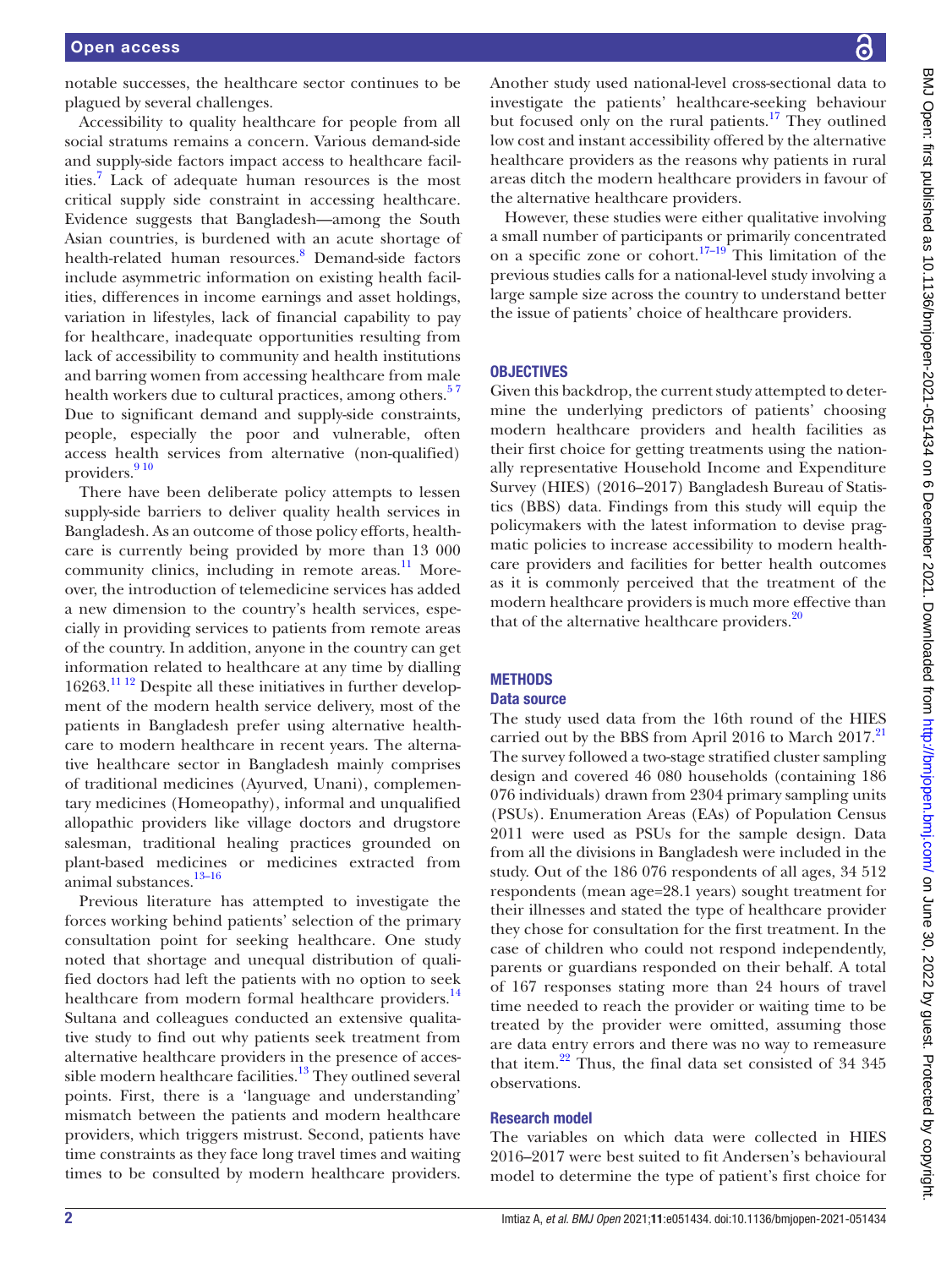notable successes, the healthcare sector continues to be plagued by several challenges.

Accessibility to quality healthcare for people from all social stratums remains a concern. Various demand-side and supply-side factors impact access to healthcare facilities.[7] Lack of adequate human resources is the most critical supply side constraint in accessing healthcare. Evidence suggests that Bangladesh—among the South Asian countries, is burdened with an acute shortage of health-related human resources.[8] Demand-side factors include asymmetric information on existing health facilities, differences in income earnings and asset holdings, variation in lifestyles, lack of financial capability to pay for healthcare, inadequate opportunities resulting from lack of accessibility to community and health institutions and barring women from accessing healthcare from male health workers due to cultural practices, among others.[5 7] Due to significant demand and supply-side constraints, people, especially the poor and vulnerable, often access health services from alternative (non-qualified) providers.[9 10]

There have been deliberate policy attempts to lessen supply-side barriers to deliver quality health services in Bangladesh. As an outcome of those policy efforts, healthcare is currently being provided by more than 13 000 community clinics, including in remote areas.[11] Moreover, the introduction of telemedicine services has added a new dimension to the country's health services, especially in providing services to patients from remote areas of the country. In addition, anyone in the country can get information related to healthcare at any time by dialling 16263.[11 12] Despite all these initiatives in further development of the modern health service delivery, most of the patients in Bangladesh prefer using alternative healthcare to modern healthcare in recent years. The alternative healthcare sector in Bangladesh mainly comprises of traditional medicines (Ayurved, Unani), complementary medicines (Homeopathy), informal and unqualified allopathic providers like village doctors and drugstore salesman, traditional healing practices grounded on plant-based medicines or medicines extracted from animal substances.[13–16]

Previous literature has attempted to investigate the forces working behind patients' selection of the primary consultation point for seeking healthcare. One study noted that shortage and unequal distribution of qualified doctors had left the patients with no option to seek healthcare from modern formal healthcare providers.[14] Sultana and colleagues conducted an extensive qualitative study to find out why patients seek treatment from alternative healthcare providers in the presence of accessible modern healthcare facilities.[13] They outlined several points. First, there is a 'language and understanding' mismatch between the patients and modern healthcare providers, which triggers mistrust. Second, patients have time constraints as they face long travel times and waiting times to be consulted by modern healthcare providers. Another study used national-level cross-sectional data to investigate the patients' healthcare-seeking behaviour but focused only on the rural patients.[17] They outlined low cost and instant accessibility offered by the alternative healthcare providers as the reasons why patients in rural areas ditch the modern healthcare providers in favour of the alternative healthcare providers.

However, these studies were either qualitative involving a small number of participants or primarily concentrated on a specific zone or cohort.[17–19] This limitation of the previous studies calls for a national-level study involving a large sample size across the country to understand better the issue of patients' choice of healthcare providers.

## OBJECTIVES

Given this backdrop, the current study attempted to determine the underlying predictors of patients' choosing modern healthcare providers and health facilities as their first choice for getting treatments using the nationally representative Household Income and Expenditure Survey (HIES) (2016–2017) Bangladesh Bureau of Statistics (BBS) data. Findings from this study will equip the policymakers with the latest information to devise pragmatic policies to increase accessibility to modern healthcare providers and facilities for better health outcomes as it is commonly perceived that the treatment of the modern healthcare providers is much more effective than that of the alternative healthcare providers.[20]

## METHODS

### Data source

The study used data from the 16th round of the HIES carried out by the BBS from April 2016 to March 2017.[21] The survey followed a two-stage stratified cluster sampling design and covered 46 080 households (containing 186 076 individuals) drawn from 2304 primary sampling units (PSUs). Enumeration Areas (EAs) of Population Census 2011 were used as PSUs for the sample design. Data from all the divisions in Bangladesh were included in the study. Out of the 186 076 respondents of all ages, 34 512 respondents (mean age=28.1 years) sought treatment for their illnesses and stated the type of healthcare provider they chose for consultation for the first treatment. In the case of children who could not respond independently, parents or guardians responded on their behalf. A total of 167 responses stating more than 24 hours of travel time needed to reach the provider or waiting time to be treated by the provider were omitted, assuming those are data entry errors and there was no way to remeasure that item.[22] Thus, the final data set consisted of 34 345 observations.

### Research model

The variables on which data were collected in HIES 2016–2017 were best suited to fit Andersen's behavioural model to determine the type of patient's first choice for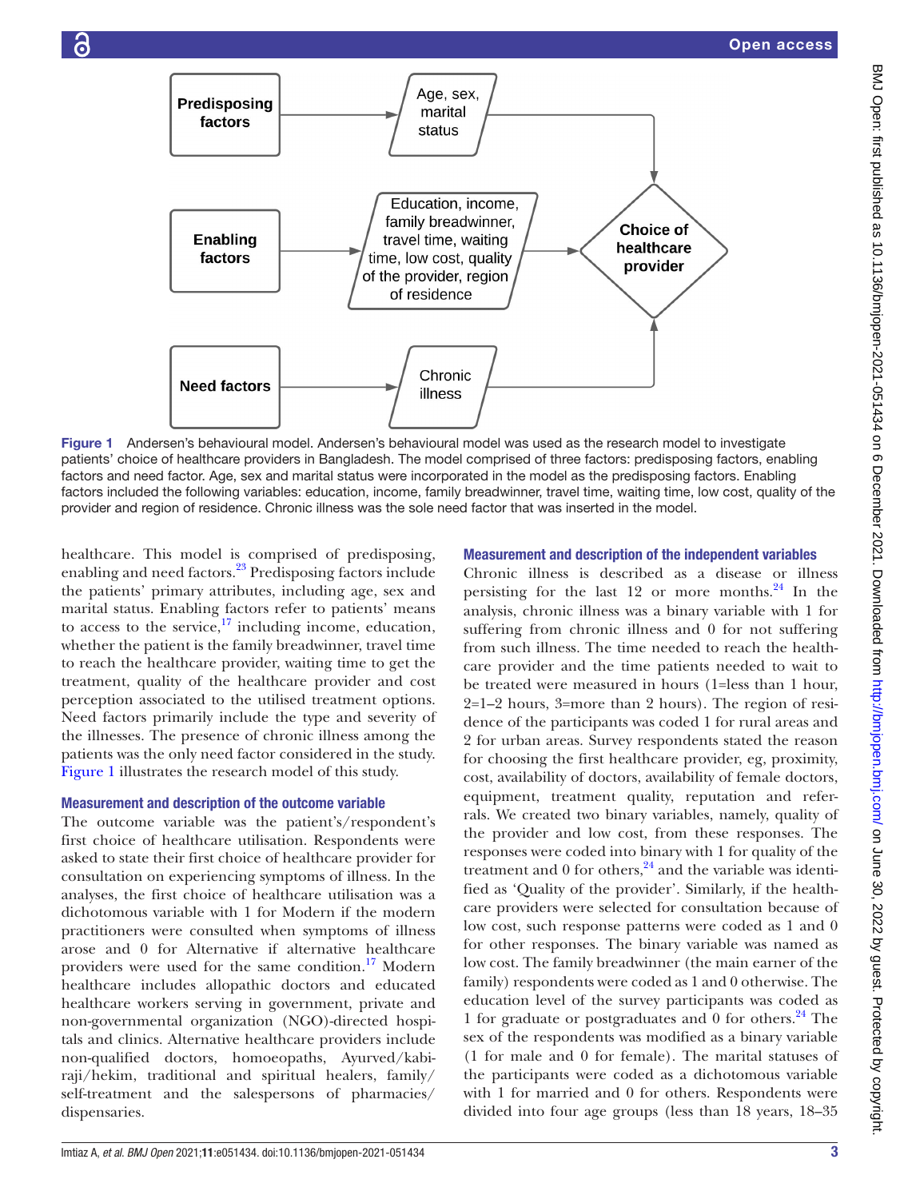Figure 1 Andersen's behavioural model. Andersen's behavioural model was used as the research model to investigate patients' choice of healthcare providers in Bangladesh. The model comprised of three factors: predisposing factors, enabling factors and need factor. Age, sex and marital status were incorporated in the model as the predisposing factors. Enabling factors included the following variables: education, income, family breadwinner, travel time, waiting time, low cost, quality of the provider and region of residence. Chronic illness was the sole need factor that was inserted in the model.

healthcare. This model is comprised of predisposing, enabling and need factors.[23] Predisposing factors include the patients' primary attributes, including age, sex and marital status. Enabling factors refer to patients' means to access to the service,[17] including income, education, whether the patient is the family breadwinner, travel time to reach the healthcare provider, waiting time to get the treatment, quality of the healthcare provider and cost perception associated to the utilised treatment options. Need factors primarily include the type and severity of the illnesses. The presence of chronic illness among the patients was the only need factor considered in the study. Figure 1 illustrates the research model of this study.

### Measurement and description of the outcome variable

The outcome variable was the patient's/respondent's first choice of healthcare utilisation. Respondents were asked to state their first choice of healthcare provider for consultation on experiencing symptoms of illness. In the analyses, the first choice of healthcare utilisation was a dichotomous variable with 1 for Modern if the modern practitioners were consulted when symptoms of illness arose and 0 for Alternative if alternative healthcare providers were used for the same condition.[17] Modern healthcare includes allopathic doctors and educated healthcare workers serving in government, private and non-governmental organization (NGO)-directed hospitals and clinics. Alternative healthcare providers include non-qualified doctors, homoeopaths, Ayurved/kabiraji/hekim, traditional and spiritual healers, family/self-treatment and the salespersons of pharmacies/dispensaries.

### Measurement and description of the independent variables

Chronic illness is described as a disease or illness persisting for the last 12 or more months.[24] In the analysis, chronic illness was a binary variable with 1 for suffering from chronic illness and 0 for not suffering from such illness. The time needed to reach the healthcare provider and the time patients needed to wait to be treated were measured in hours (1=less than 1 hour, 2=1–2 hours, 3=more than 2 hours). The region of residence of the participants was coded 1 for rural areas and 2 for urban areas. Survey respondents stated the reason for choosing the first healthcare provider, eg, proximity, cost, availability of doctors, availability of female doctors, equipment, treatment quality, reputation and referrals. We created two binary variables, namely, quality of the provider and low cost, from these responses. The responses were coded into binary with 1 for quality of the treatment and 0 for others,[24] and the variable was identified as 'Quality of the provider'. Similarly, if the healthcare providers were selected for consultation because of low cost, such response patterns were coded as 1 and 0 for other responses. The binary variable was named as low cost. The family breadwinner (the main earner of the family) respondents were coded as 1 and 0 otherwise. The education level of the survey participants was coded as 1 for graduate or postgraduates and 0 for others.[24] The sex of the respondents was modified as a binary variable (1 for male and 0 for female). The marital statuses of the participants were coded as a dichotomous variable with 1 for married and 0 for others. Respondents were divided into four age groups (less than 18 years, 18–35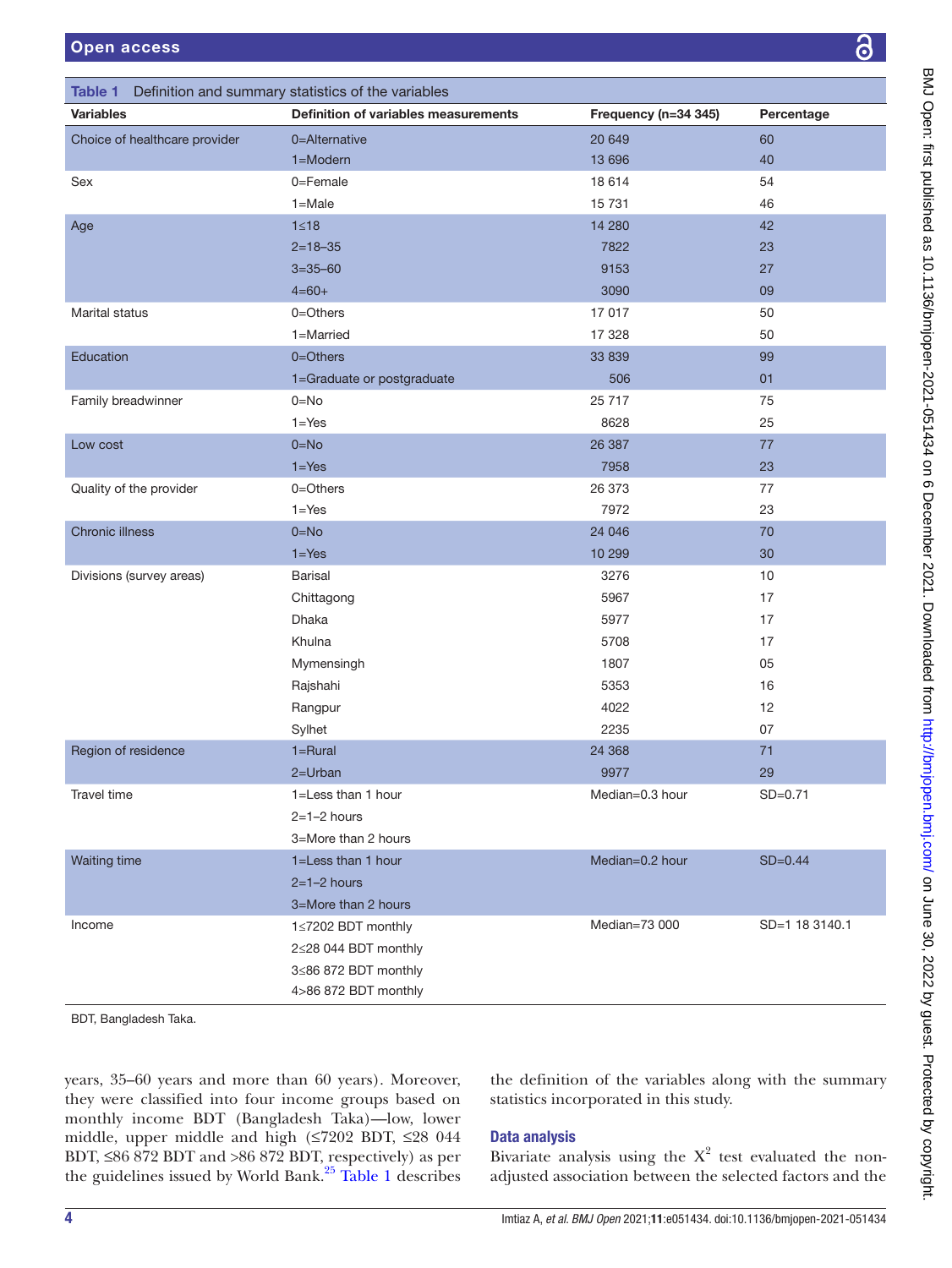**Table 1** Definition and summary statistics of the variables

| Variables | Definition of variables measurements | Frequency (n=34 345) | Percentage |
|---|---|---|---|
| Choice of healthcare provider | 0=Alternative | 20 649 | 60 |
| | 1=Modern | 13 696 | 40 |
| Sex | 0=Female | 18 614 | 54 |
| | 1=Male | 15 731 | 46 |
| Age | 1≤18 | 14 280 | 42 |
| | 2=18–35 | 7822 | 23 |
| | 3=35–60 | 9153 | 27 |
| | 4=60+ | 3090 | 09 |
| Marital status | 0=Others | 17 017 | 50 |
| | 1=Married | 17 328 | 50 |
| Education | 0=Others | 33 839 | 99 |
| | 1=Graduate or postgraduate | 506 | 01 |
| Family breadwinner | 0=No | 25 717 | 75 |
| | 1=Yes | 8628 | 25 |
| Low cost | 0=No | 26 387 | 77 |
| | 1=Yes | 7958 | 23 |
| Quality of the provider | 0=Others | 26 373 | 77 |
| | 1=Yes | 7972 | 23 |
| Chronic illness | 0=No | 24 046 | 70 |
| | 1=Yes | 10 299 | 30 |
| Divisions (survey areas) | Barisal | 3276 | 10 |
| | Chittagong | 5967 | 17 |
| | Dhaka | 5977 | 17 |
| | Khulna | 5708 | 17 |
| | Mymensingh | 1807 | 05 |
| | Rajshahi | 5353 | 16 |
| | Rangpur | 4022 | 12 |
| | Sylhet | 2235 | 07 |
| Region of residence | 1=Rural | 24 368 | 71 |
| | 2=Urban | 9977 | 29 |
| Travel time | 1=Less than 1 hour | Median=0.3 hour | SD=0.71 |
| | 2=1–2 hours | | |
| | 3=More than 2 hours | | |
| Waiting time | 1=Less than 1 hour | Median=0.2 hour | SD=0.44 |
| | 2=1–2 hours | | |
| | 3=More than 2 hours | | |
| Income | 1≤7202 BDT monthly | Median=73 000 | SD=1 18 3140.1 |
| | 2≤28 044 BDT monthly | | |
| | 3≤86 872 BDT monthly | | |
| | 4>86 872 BDT monthly | | |

BDT, Bangladesh Taka.

years, 35–60 years and more than 60 years). Moreover, they were classified into four income groups based on monthly income BDT (Bangladesh Taka)—low, lower middle, upper middle and high (≤7202 BDT, ≤28 044 BDT, ≤86 872 BDT and >86 872 BDT, respectively) as per the guidelines issued by World Bank.[25] Table 1 describes the definition of the variables along with the summary statistics incorporated in this study.

## Data analysis

Bivariate analysis using the $X^2$ test evaluated the non-adjusted association between the selected factors and the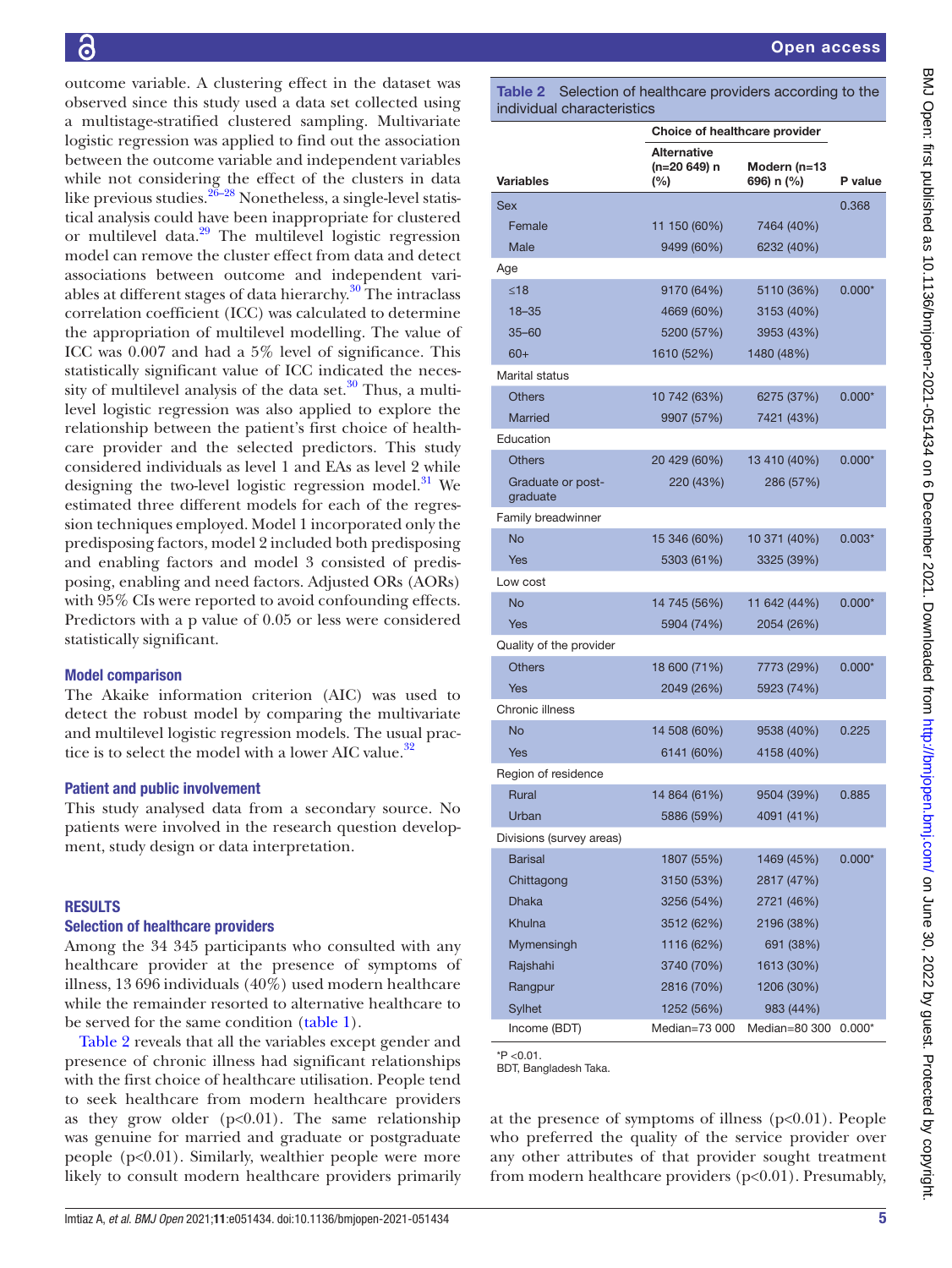outcome variable. A clustering effect in the dataset was observed since this study used a data set collected using a multistage-stratified clustered sampling. Multivariate logistic regression was applied to find out the association between the outcome variable and independent variables while not considering the effect of the clusters in data like previous studies.[26–28] Nonetheless, a single-level statistical analysis could have been inappropriate for clustered or multilevel data.[29] The multilevel logistic regression model can remove the cluster effect from data and detect associations between outcome and independent variables at different stages of data hierarchy.[30] The intraclass correlation coefficient (ICC) was calculated to determine the appropriation of multilevel modelling. The value of ICC was 0.007 and had a 5% level of significance. This statistically significant value of ICC indicated the necessity of multilevel analysis of the data set.[30] Thus, a multilevel logistic regression was also applied to explore the relationship between the patient's first choice of healthcare provider and the selected predictors. This study considered individuals as level 1 and EAs as level 2 while designing the two-level logistic regression model.[31] We estimated three different models for each of the regression techniques employed. Model 1 incorporated only the predisposing factors, model 2 included both predisposing and enabling factors and model 3 consisted of predisposing, enabling and need factors. Adjusted ORs (AORs) with 95% CIs were reported to avoid confounding effects. Predictors with a p value of 0.05 or less were considered statistically significant.

### Model comparison

The Akaike information criterion (AIC) was used to detect the robust model by comparing the multivariate and multilevel logistic regression models. The usual practice is to select the model with a lower AIC value.[32]

### Patient and public involvement

This study analysed data from a secondary source. No patients were involved in the research question development, study design or data interpretation.

## RESULTS

### Selection of healthcare providers

Among the 34 345 participants who consulted with any healthcare provider at the presence of symptoms of illness, 13 696 individuals (40%) used modern healthcare while the remainder resorted to alternative healthcare to be served for the same condition (table 1).

Table 2 reveals that all the variables except gender and presence of chronic illness had significant relationships with the first choice of healthcare utilisation. People tend to seek healthcare from modern healthcare providers as they grow older (p<0.01). The same relationship was genuine for married and graduate or postgraduate people (p<0.01). Similarly, wealthier people were more likely to consult modern healthcare providers primarily at the presence of symptoms of illness (p<0.01). People who preferred the quality of the service provider over any other attributes of that provider sought treatment from modern healthcare providers (p<0.01). Presumably,

**Table 2** Selection of healthcare providers according to the individual characteristics

| Variables | Choice of healthcare provider: Alternative (n=20 649) n (%) | Choice of healthcare provider: Modern (n=13 696) n (%) | P value |
|---|---|---|---|
| Sex | | | 0.368 |
| Female | 11 150 (60%) | 7464 (40%) | |
| Male | 9499 (60%) | 6232 (40%) | |
| Age | | | |
| ≤18 | 9170 (64%) | 5110 (36%) | 0.000* |
| 18–35 | 4669 (60%) | 3153 (40%) | |
| 35–60 | 5200 (57%) | 3953 (43%) | |
| 60+ | 1610 (52%) | 1480 (48%) | |
| Marital status | | | |
| Others | 10 742 (63%) | 6275 (37%) | 0.000* |
| Married | 9907 (57%) | 7421 (43%) | |
| Education | | | |
| Others | 20 429 (60%) | 13 410 (40%) | 0.000* |
| Graduate or post-graduate | 220 (43%) | 286 (57%) | |
| Family breadwinner | | | |
| No | 15 346 (60%) | 10 371 (40%) | 0.003* |
| Yes | 5303 (61%) | 3325 (39%) | |
| Low cost | | | |
| No | 14 745 (56%) | 11 642 (44%) | 0.000* |
| Yes | 5904 (74%) | 2054 (26%) | |
| Quality of the provider | | | |
| Others | 18 600 (71%) | 7773 (29%) | 0.000* |
| Yes | 2049 (26%) | 5923 (74%) | |
| Chronic illness | | | |
| No | 14 508 (60%) | 9538 (40%) | 0.225 |
| Yes | 6141 (60%) | 4158 (40%) | |
| Region of residence | | | |
| Rural | 14 864 (61%) | 9504 (39%) | 0.885 |
| Urban | 5886 (59%) | 4091 (41%) | |
| Divisions (survey areas) | | | |
| Barisal | 1807 (55%) | 1469 (45%) | 0.000* |
| Chittagong | 3150 (53%) | 2817 (47%) | |
| Dhaka | 3256 (54%) | 2721 (46%) | |
| Khulna | 3512 (62%) | 2196 (38%) | |
| Mymensingh | 1116 (62%) | 691 (38%) | |
| Rajshahi | 3740 (70%) | 1613 (30%) | |
| Rangpur | 2816 (70%) | 1206 (30%) | |
| Sylhet | 1252 (56%) | 983 (44%) | |
| Income (BDT) | Median=73 000 | Median=80 300 | 0.000* |

*P <0.01.
BDT, Bangladesh Taka.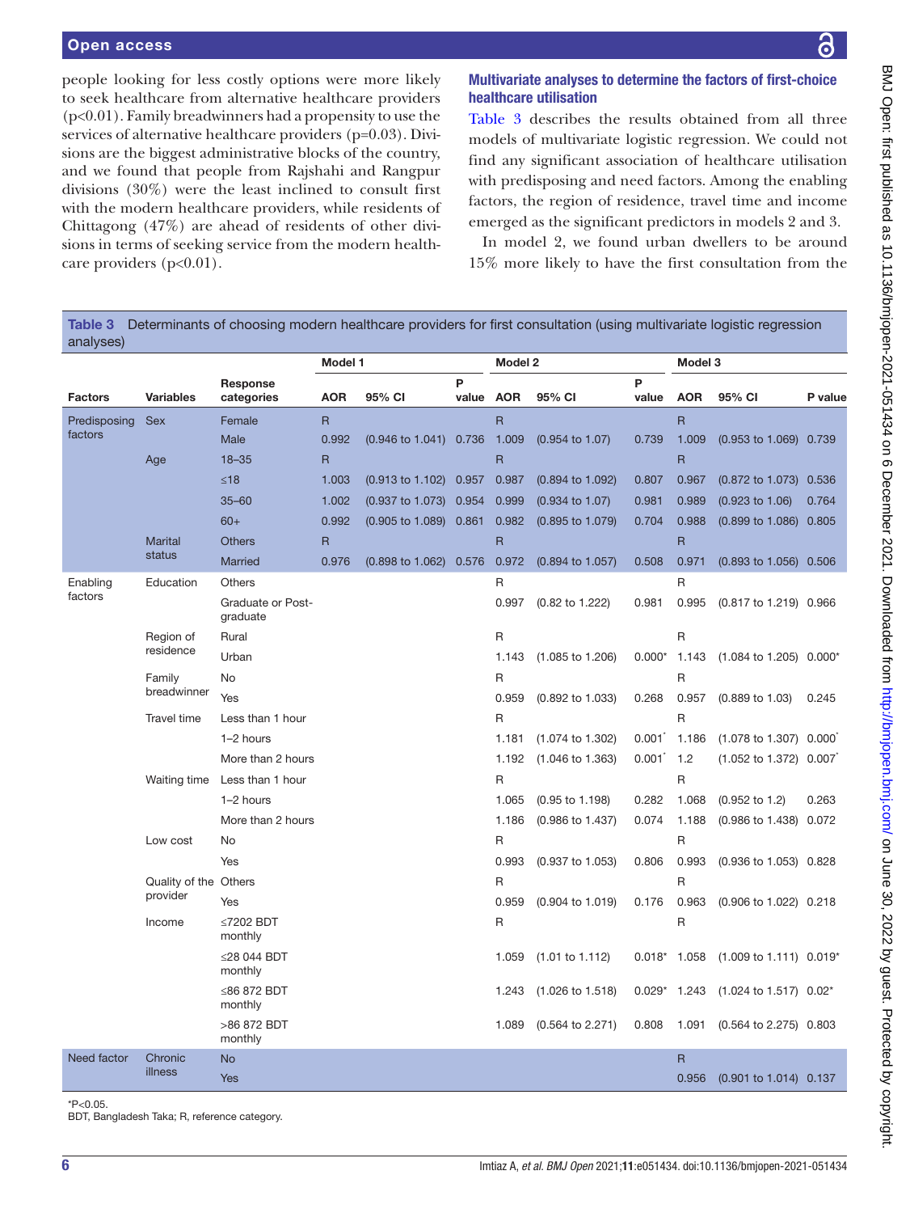people looking for less costly options were more likely to seek healthcare from alternative healthcare providers ($p<0.01$). Family breadwinners had a propensity to use the services of alternative healthcare providers (p=0.03). Divisions are the biggest administrative blocks of the country, and we found that people from Rajshahi and Rangpur divisions (30%) were the least inclined to consult first with the modern healthcare providers, while residents of Chittagong (47%) are ahead of residents of other divisions in terms of seeking service from the modern healthcare providers ($p<0.01$).

### Multivariate analyses to determine the factors of first-choice healthcare utilisation

Table 3 describes the results obtained from all three models of multivariate logistic regression. We could not find any significant association of healthcare utilisation with predisposing and need factors. Among the enabling factors, the region of residence, travel time and income emerged as the significant predictors in models 2 and 3.

In model 2, we found urban dwellers to be around 15% more likely to have the first consultation from the

**Table 3** Determinants of choosing modern healthcare providers for first consultation (using multivariate logistic regression analyses)

| | | | Model 1 | | | Model 2 | | | Model 3 | | |
|---|---|---|---|---|---|---|---|---|---|---|---|
| Factors | Variables | Response categories | AOR | 95% CI | P value | AOR | 95% CI | P value | AOR | 95% CI | P value |
| Predisposing factors | Sex | Female | R | | | R | | | R | | |
| | | Male | 0.992 | (0.946 to 1.041) | 0.736 | 1.009 | (0.954 to 1.07) | 0.739 | 1.009 | (0.953 to 1.069) | 0.739 |
| | Age | 18–35 | R | | | R | | | R | | |
| | | ≤18 | 1.003 | (0.913 to 1.102) | 0.957 | 0.987 | (0.894 to 1.092) | 0.807 | 0.967 | (0.872 to 1.073) | 0.536 |
| | | 35–60 | 1.002 | (0.937 to 1.073) | 0.954 | 0.999 | (0.934 to 1.07) | 0.981 | 0.989 | (0.923 to 1.06) | 0.764 |
| | | 60+ | 0.992 | (0.905 to 1.089) | 0.861 | 0.982 | (0.895 to 1.079) | 0.704 | 0.988 | (0.899 to 1.086) | 0.805 |
| | Marital status | Others | R | | | R | | | R | | |
| | | Married | 0.976 | (0.898 to 1.062) | 0.576 | 0.972 | (0.894 to 1.057) | 0.508 | 0.971 | (0.893 to 1.056) | 0.506 |
| Enabling factors | Education | Others | | | | R | | | R | | |
| | | Graduate or Post-graduate | | | | 0.997 | (0.82 to 1.222) | 0.981 | 0.995 | (0.817 to 1.219) | 0.966 |
| | Region of residence | Rural | | | | R | | | R | | |
| | | Urban | | | | 1.143 | (1.085 to 1.206) | 0.000* | 1.143 | (1.084 to 1.205) | 0.000* |
| | Family breadwinner | No | | | | R | | | R | | |
| | | Yes | | | | 0.959 | (0.892 to 1.033) | 0.268 | 0.957 | (0.889 to 1.03) | 0.245 |
| | Travel time | Less than 1 hour | | | | R | | | R | | |
| | | 1–2 hours | | | | 1.181 | (1.074 to 1.302) | 0.001* | 1.186 | (1.078 to 1.307) | 0.000* |
| | | More than 2 hours | | | | 1.192 | (1.046 to 1.363) | 0.001* | 1.2 | (1.052 to 1.372) | 0.007* |
| | Waiting time | Less than 1 hour | | | | R | | | R | | |
| | | 1–2 hours | | | | 1.065 | (0.95 to 1.198) | 0.282 | 1.068 | (0.952 to 1.2) | 0.263 |
| | | More than 2 hours | | | | 1.186 | (0.986 to 1.437) | 0.074 | 1.188 | (0.986 to 1.438) | 0.072 |
| | Low cost | No | | | | R | | | R | | |
| | | Yes | | | | 0.993 | (0.937 to 1.053) | 0.806 | 0.993 | (0.936 to 1.053) | 0.828 |
| | Quality of the provider | Others | | | | R | | | R | | |
| | | Yes | | | | 0.959 | (0.904 to 1.019) | 0.176 | 0.963 | (0.906 to 1.022) | 0.218 |
| | Income | ≤7202 BDT monthly | | | | R | | | R | | |
| | | ≤28 044 BDT monthly | | | | 1.059 | (1.01 to 1.112) | 0.018* | 1.058 | (1.009 to 1.111) | 0.019* |
| | | ≤86 872 BDT monthly | | | | 1.243 | (1.026 to 1.518) | 0.029* | 1.243 | (1.024 to 1.517) | 0.02* |
| | | >86 872 BDT monthly | | | | 1.089 | (0.564 to 2.271) | 0.808 | 1.091 | (0.564 to 2.275) | 0.803 |
| Need factor | Chronic illness | No | | | | | | | R | | |
| | | Yes | | | | | | | 0.956 | (0.901 to 1.014) | 0.137 |

*P<0.05.

BDT, Bangladesh Taka; R, reference category.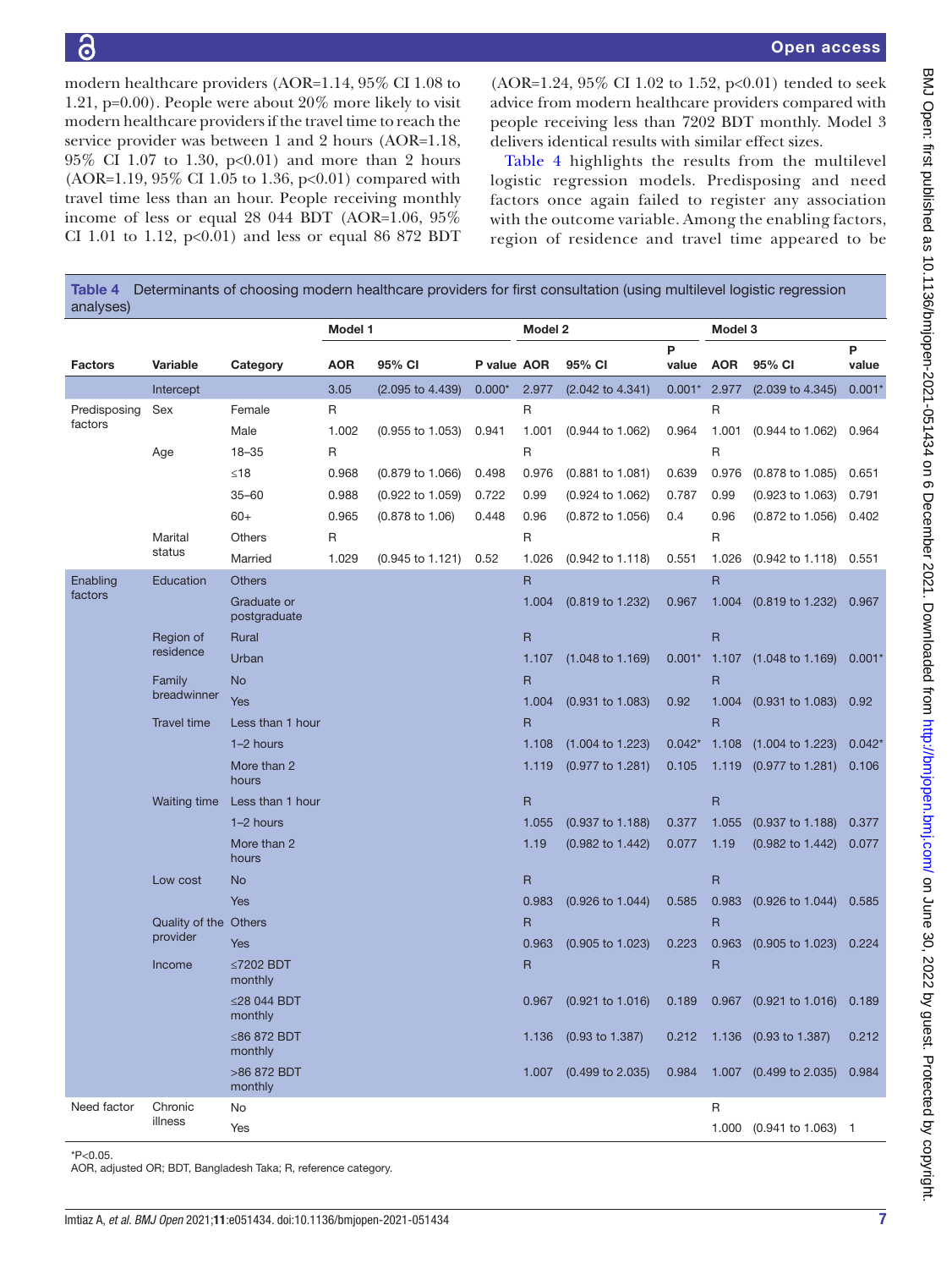modern healthcare providers (AOR=1.14, 95% CI 1.08 to 1.21, p=0.00). People were about 20% more likely to visit modern healthcare providers if the travel time to reach the service provider was between 1 and 2 hours (AOR=1.18, 95% CI 1.07 to 1.30, p<0.01) and more than 2 hours (AOR=1.19, 95% CI 1.05 to 1.36, p<0.01) compared with travel time less than an hour. People receiving monthly income of less or equal 28 044 BDT (AOR=1.06, 95% CI 1.01 to 1.12, p<0.01) and less or equal 86 872 BDT (AOR=1.24, 95% CI 1.02 to 1.52, p<0.01) tended to seek advice from modern healthcare providers compared with people receiving less than 7202 BDT monthly. Model 3 delivers identical results with similar effect sizes.

Table 4 highlights the results from the multilevel logistic regression models. Predisposing and need factors once again failed to register any association with the outcome variable. Among the enabling factors, region of residence and travel time appeared to be

**Table 4** Determinants of choosing modern healthcare providers for first consultation (using multilevel logistic regression analyses)

| | | | Model 1 | | | Model 2 | | | Model 3 | | |
|---|---|---|---|---|---|---|---|---|---|---|---|
| Factors | Variable | Category | AOR | 95% CI | P value | AOR | 95% CI | P value | AOR | 95% CI | P value |
| | Intercept | | 3.05 | (2.095 to 4.439) | 0.000* | 2.977 | (2.042 to 4.341) | 0.001* | 2.977 | (2.039 to 4.345) | 0.001* |
| Predisposing factors | Sex | Female | R | | | R | | | R | | |
| | | Male | 1.002 | (0.955 to 1.053) | 0.941 | 1.001 | (0.944 to 1.062) | 0.964 | 1.001 | (0.944 to 1.062) | 0.964 |
| | Age | 18–35 | R | | | R | | | R | | |
| | | ≤18 | 0.968 | (0.879 to 1.066) | 0.498 | 0.976 | (0.881 to 1.081) | 0.639 | 0.976 | (0.878 to 1.085) | 0.651 |
| | | 35–60 | 0.988 | (0.922 to 1.059) | 0.722 | 0.99 | (0.924 to 1.062) | 0.787 | 0.99 | (0.923 to 1.063) | 0.791 |
| | | 60+ | 0.965 | (0.878 to 1.06) | 0.448 | 0.96 | (0.872 to 1.056) | 0.4 | 0.96 | (0.872 to 1.056) | 0.402 |
| | Marital status | Others | R | | | R | | | R | | |
| | | Married | 1.029 | (0.945 to 1.121) | 0.52 | 1.026 | (0.942 to 1.118) | 0.551 | 1.026 | (0.942 to 1.118) | 0.551 |
| Enabling factors | Education | Others | | | | R | | | R | | |
| | | Graduate or postgraduate | | | | 1.004 | (0.819 to 1.232) | 0.967 | 1.004 | (0.819 to 1.232) | 0.967 |
| | Region of residence | Rural | | | | R | | | R | | |
| | | Urban | | | | 1.107 | (1.048 to 1.169) | 0.001* | 1.107 | (1.048 to 1.169) | 0.001* |
| | Family breadwinner | No | | | | R | | | R | | |
| | | Yes | | | | 1.004 | (0.931 to 1.083) | 0.92 | 1.004 | (0.931 to 1.083) | 0.92 |
| | Travel time | Less than 1 hour | | | | R | | | R | | |
| | | 1–2 hours | | | | 1.108 | (1.004 to 1.223) | 0.042* | 1.108 | (1.004 to 1.223) | 0.042* |
| | | More than 2 hours | | | | 1.119 | (0.977 to 1.281) | 0.105 | 1.119 | (0.977 to 1.281) | 0.106 |
| | Waiting time | Less than 1 hour | | | | R | | | R | | |
| | | 1–2 hours | | | | 1.055 | (0.937 to 1.188) | 0.377 | 1.055 | (0.937 to 1.188) | 0.377 |
| | | More than 2 hours | | | | 1.19 | (0.982 to 1.442) | 0.077 | 1.19 | (0.982 to 1.442) | 0.077 |
| | Low cost | No | | | | R | | | R | | |
| | | Yes | | | | 0.983 | (0.926 to 1.044) | 0.585 | 0.983 | (0.926 to 1.044) | 0.585 |
| | Quality of the provider | Others | | | | R | | | R | | |
| | | Yes | | | | 0.963 | (0.905 to 1.023) | 0.223 | 0.963 | (0.905 to 1.023) | 0.224 |
| | Income | ≤7202 BDT monthly | | | | R | | | R | | |
| | | ≤28 044 BDT monthly | | | | 0.967 | (0.921 to 1.016) | 0.189 | 0.967 | (0.921 to 1.016) | 0.189 |
| | | ≤86 872 BDT monthly | | | | 1.136 | (0.93 to 1.387) | 0.212 | 1.136 | (0.93 to 1.387) | 0.212 |
| | | >86 872 BDT monthly | | | | 1.007 | (0.499 to 2.035) | 0.984 | 1.007 | (0.499 to 2.035) | 0.984 |
| Need factor | Chronic illness | No | | | | | | | R | | |
| | | Yes | | | | | | | 1.000 | (0.941 to 1.063) | 1 |

*P<0.05.
AOR, adjusted OR; BDT, Bangladesh Taka; R, reference category.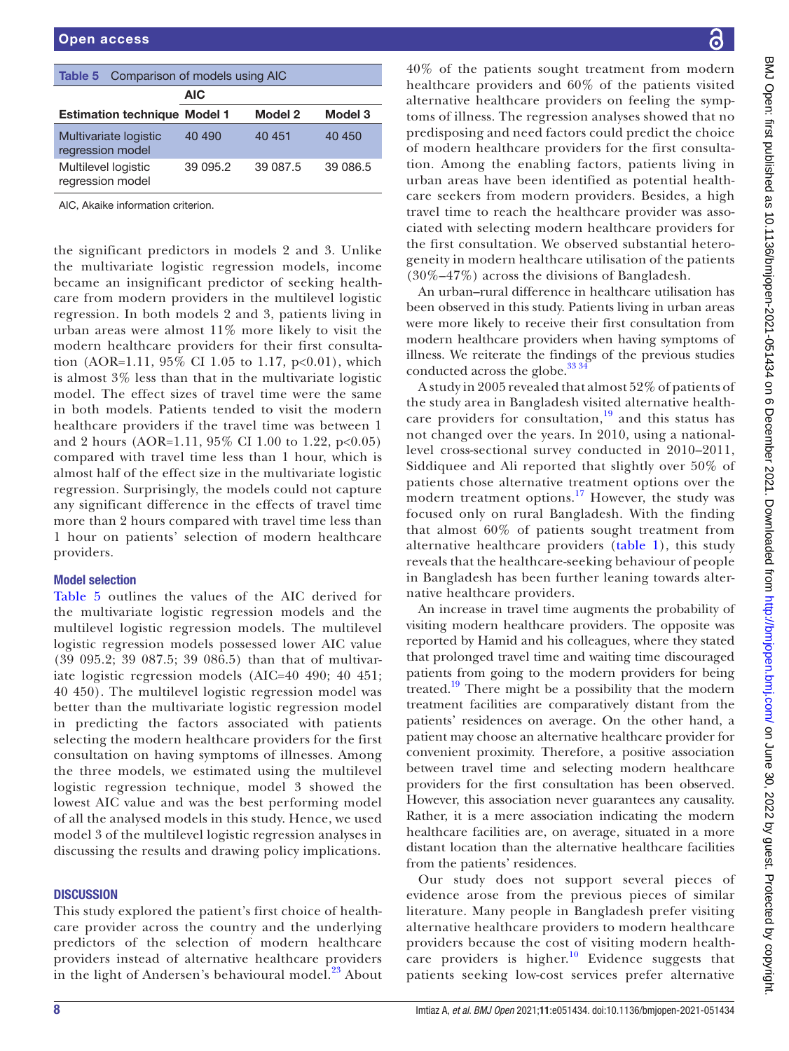Table 5 Comparison of models using AIC

| | AIC | | |
|---|---|---|---|
| **Estimation technique** | **Model 1** | **Model 2** | **Model 3** |
| Multivariate logistic regression model | 40 490 | 40 451 | 40 450 |
| Multilevel logistic regression model | 39 095.2 | 39 087.5 | 39 086.5 |

AIC, Akaike information criterion.

the significant predictors in models 2 and 3. Unlike the multivariate logistic regression models, income became an insignificant predictor of seeking healthcare from modern providers in the multilevel logistic regression. In both models 2 and 3, patients living in urban areas were almost 11% more likely to visit the modern healthcare providers for their first consultation (AOR=1.11, 95% CI 1.05 to 1.17, p<0.01), which is almost 3% less than that in the multivariate logistic model. The effect sizes of travel time were the same in both models. Patients tended to visit the modern healthcare providers if the travel time was between 1 and 2 hours (AOR=1.11, 95% CI 1.00 to 1.22, p<0.05) compared with travel time less than 1 hour, which is almost half of the effect size in the multivariate logistic regression. Surprisingly, the models could not capture any significant difference in the effects of travel time more than 2 hours compared with travel time less than 1 hour on patients' selection of modern healthcare providers.

### Model selection

Table 5 outlines the values of the AIC derived for the multivariate logistic regression models and the multilevel logistic regression models. The multilevel logistic regression models possessed lower AIC value (39 095.2; 39 087.5; 39 086.5) than that of multivariate logistic regression models (AIC=40 490; 40 451; 40 450). The multilevel logistic regression model was better than the multivariate logistic regression model in predicting the factors associated with patients selecting the modern healthcare providers for the first consultation on having symptoms of illnesses. Among the three models, we estimated using the multilevel logistic regression technique, model 3 showed the lowest AIC value and was the best performing model of all the analysed models in this study. Hence, we used model 3 of the multilevel logistic regression analyses in discussing the results and drawing policy implications.

## DISCUSSION

This study explored the patient's first choice of healthcare provider across the country and the underlying predictors of the selection of modern healthcare providers instead of alternative healthcare providers in the light of Andersen's behavioural model.[23] About 40% of the patients sought treatment from modern healthcare providers and 60% of the patients visited alternative healthcare providers on feeling the symptoms of illness. The regression analyses showed that no predisposing and need factors could predict the choice of modern healthcare providers for the first consultation. Among the enabling factors, patients living in urban areas have been identified as potential healthcare seekers from modern providers. Besides, a high travel time to reach the healthcare provider was associated with selecting modern healthcare providers for the first consultation. We observed substantial heterogeneity in modern healthcare utilisation of the patients (30%–47%) across the divisions of Bangladesh.

An urban–rural difference in healthcare utilisation has been observed in this study. Patients living in urban areas were more likely to receive their first consultation from modern healthcare providers when having symptoms of illness. We reiterate the findings of the previous studies conducted across the globe.[33 34]

A study in 2005 revealed that almost 52% of patients of the study area in Bangladesh visited alternative healthcare providers for consultation,[19] and this status has not changed over the years. In 2010, using a national-level cross-sectional survey conducted in 2010–2011, Siddiquee and Ali reported that slightly over 50% of patients chose alternative treatment options over the modern treatment options.[17] However, the study was focused only on rural Bangladesh. With the finding that almost 60% of patients sought treatment from alternative healthcare providers (table 1), this study reveals that the healthcare-seeking behaviour of people in Bangladesh has been further leaning towards alternative healthcare providers.

An increase in travel time augments the probability of visiting modern healthcare providers. The opposite was reported by Hamid and his colleagues, where they stated that prolonged travel time and waiting time discouraged patients from going to the modern providers for being treated.[19] There might be a possibility that the modern treatment facilities are comparatively distant from the patients' residences on average. On the other hand, a patient may choose an alternative healthcare provider for convenient proximity. Therefore, a positive association between travel time and selecting modern healthcare providers for the first consultation has been observed. However, this association never guarantees any causality. Rather, it is a mere association indicating the modern healthcare facilities are, on average, situated in a more distant location than the alternative healthcare facilities from the patients' residences.

Our study does not support several pieces of evidence arose from the previous pieces of similar literature. Many people in Bangladesh prefer visiting alternative healthcare providers to modern healthcare providers because the cost of visiting modern healthcare providers is higher.[10] Evidence suggests that patients seeking low-cost services prefer alternative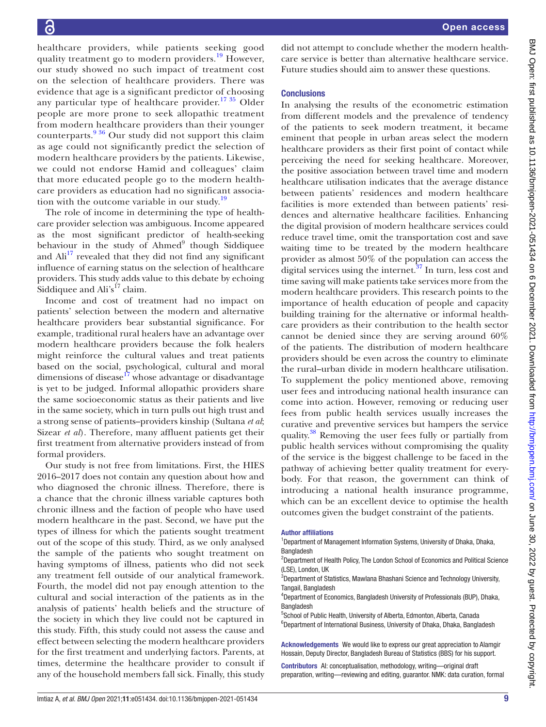healthcare providers, while patients seeking good quality treatment go to modern providers.[19] However, our study showed no such impact of treatment cost on the selection of healthcare providers. There was evidence that age is a significant predictor of choosing any particular type of healthcare provider.[17 35] Older people are more prone to seek allopathic treatment from modern healthcare providers than their younger counterparts.[9 36] Our study did not support this claim as age could not significantly predict the selection of modern healthcare providers by the patients. Likewise, we could not endorse Hamid and colleagues' claim that more educated people go to the modern healthcare providers as education had no significant association with the outcome variable in our study.[19]

The role of income in determining the type of healthcare provider selection was ambiguous. Income appeared as the most significant predictor of health-seeking behaviour in the study of Ahmed[9] though Siddiquee and Ali[17] revealed that they did not find any significant influence of earning status on the selection of healthcare providers. This study adds value to this debate by echoing Siddiquee and Ali's[17] claim.

Income and cost of treatment had no impact on patients' selection between the modern and alternative healthcare providers bear substantial significance. For example, traditional rural healers have an advantage over modern healthcare providers because the folk healers might reinforce the cultural values and treat patients based on the social, psychological, cultural and moral dimensions of disease[17] whose advantage or disadvantage is yet to be judged. Informal allopathic providers share the same socioeconomic status as their patients and live in the same society, which in turn pulls out high trust and a strong sense of patients–providers kinship (Sultana *et al*; Sizear *et al*). Therefore, many affluent patients get their first treatment from alternative providers instead of from formal providers.

Our study is not free from limitations. First, the HIES 2016–2017 does not contain any question about how and who diagnosed the chronic illness. Therefore, there is a chance that the chronic illness variable captures both chronic illness and the faction of people who have used modern healthcare in the past. Second, we have put the types of illness for which the patients sought treatment out of the scope of this study. Third, as we only analysed the sample of the patients who sought treatment on having symptoms of illness, patients who did not seek any treatment fell outside of our analytical framework. Fourth, the model did not pay enough attention to the cultural and social interaction of the patients as in the analysis of patients' health beliefs and the structure of the society in which they live could not be captured in this study. Fifth, this study could not assess the cause and effect between selecting the modern healthcare providers for the first treatment and underlying factors. Parents, at times, determine the healthcare provider to consult if any of the household members fall sick. Finally, this study did not attempt to conclude whether the modern healthcare service is better than alternative healthcare service. Future studies should aim to answer these questions.

## Conclusions

In analysing the results of the econometric estimation from different models and the prevalence of tendency of the patients to seek modern treatment, it became eminent that people in urban areas select the modern healthcare providers as their first point of contact while perceiving the need for seeking healthcare. Moreover, the positive association between travel time and modern healthcare utilisation indicates that the average distance between patients' residences and modern healthcare facilities is more extended than between patients' residences and alternative healthcare facilities. Enhancing the digital provision of modern healthcare services could reduce travel time, omit the transportation cost and save waiting time to be treated by the modern healthcare provider as almost 50% of the population can access the digital services using the internet.[37] In turn, less cost and time saving will make patients take services more from the modern healthcare providers. This research points to the importance of health education of people and capacity building training for the alternative or informal healthcare providers as their contribution to the health sector cannot be denied since they are serving around 60% of the patients. The distribution of modern healthcare providers should be even across the country to eliminate the rural–urban divide in modern healthcare utilisation. To supplement the policy mentioned above, removing user fees and introducing national health insurance can come into action. However, removing or reducing user fees from public health services usually increases the curative and preventive services but hampers the service quality.[38] Removing the user fees fully or partially from public health services without compromising the quality of the service is the biggest challenge to be faced in the pathway of achieving better quality treatment for everybody. For that reason, the government can think of introducing a national health insurance programme, which can be an excellent device to optimise the health outcomes given the budget constraint of the patients.

#### Author affiliations

[1]Department of Management Information Systems, University of Dhaka, Dhaka, Bangladesh
[2]Department of Health Policy, The London School of Economics and Political Science (LSE), London, UK
[3]Department of Statistics, Mawlana Bhashani Science and Technology University, Tangail, Bangladesh
[4]Department of Economics, Bangladesh University of Professionals (BUP), Dhaka, Bangladesh
[5]School of Public Health, University of Alberta, Edmonton, Alberta, Canada
[6]Department of International Business, University of Dhaka, Dhaka, Bangladesh

**Acknowledgements** We would like to express our great appreciation to Alamgir Hossain, Deputy Director, Bangladesh Bureau of Statistics (BBS) for his support.

**Contributors** AI: conceptualisation, methodology, writing—original draft preparation, writing—reviewing and editing, guarantor. NMK: data curation, formal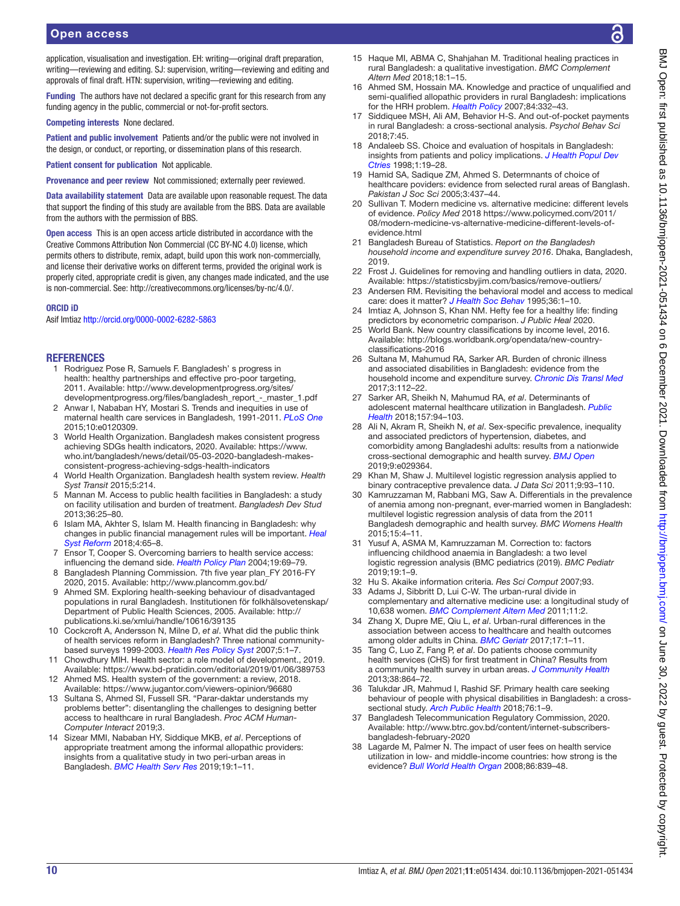application, visualisation and investigation. EH: writing—original draft preparation, writing—reviewing and editing. SJ: supervision, writing—reviewing and editing and approvals of final draft. HTN: supervision, writing—reviewing and editing.

**Funding** The authors have not declared a specific grant for this research from any funding agency in the public, commercial or not-for-profit sectors.

**Competing interests** None declared.

**Patient and public involvement** Patients and/or the public were not involved in the design, or conduct, or reporting, or dissemination plans of this research.

**Patient consent for publication** Not applicable.

**Provenance and peer review** Not commissioned; externally peer reviewed.

**Data availability statement** Data are available upon reasonable request. The data that support the finding of this study are available from the BBS. Data are available from the authors with the permission of BBS.

**Open access** This is an open access article distributed in accordance with the Creative Commons Attribution Non Commercial (CC BY-NC 4.0) license, which permits others to distribute, remix, adapt, build upon this work non-commercially, and license their derivative works on different terms, provided the original work is properly cited, appropriate credit is given, any changes made indicated, and the use is non-commercial. See: http://creativecommons.org/licenses/by-nc/4.0/.

**ORCID iD**

Asif Imtiaz http://orcid.org/0000-0002-6282-5863

## REFERENCES

1. Rodriguez Pose R, Samuels F. Bangladesh' s progress in health: healthy partnerships and effective pro-poor targeting, 2011. Available: http://www.developmentprogress.org/sites/developmentprogress.org/files/bangladesh_report_-_master_1.pdf
2. Anwar I, Nababan HY, Mostari S. Trends and inequities in use of maternal health care services in Bangladesh, 1991-2011. *PLoS One* 2015;10:e0120309.
3. World Health Organization. Bangladesh makes consistent progress achieving SDGs health indicators, 2020. Available: https://www.who.int/bangladesh/news/detail/05-03-2020-bangladesh-makes-consistent-progress-achieving-sdgs-health-indicators
4. World Health Organization. Bangladesh health system review. *Health Syst Transit* 2015;5:214.
5. Mannan M. Access to public health facilities in Bangladesh: a study on facility utilisation and burden of treatment. *Bangladesh Dev Stud* 2013;36:25–80.
6. Islam MA, Akhter S, Islam M. Health financing in Bangladesh: why changes in public financial management rules will be important. *Heal Syst Reform* 2018;4:65–8.
7. Ensor T, Cooper S. Overcoming barriers to health service access: influencing the demand side. *Health Policy Plan* 2004;19:69–79.
8. Bangladesh Planning Commission. 7th five year plan_FY 2016-FY 2020, 2015. Available: http;//www.plancomm.gov.bd/
9. Ahmed SM. Exploring health-seeking behaviour of disadvantaged populations in rural Bangladesh. Institutionen för folkhälsovetenskap/Department of Public Health Sciences, 2005. Available: http://publications.ki.se/xmlui/handle/10616/39135
10. Cockcroft A, Andersson N, Milne D, *et al*. What did the public think of health services reform in Bangladesh? Three national community-based surveys 1999-2003. *Health Res Policy Syst* 2007;5:1–7.
11. Chowdhury MIH. Health sector: a role model of development., 2019. Available: https://www.bd-pratidin.com/editorial/2019/01/06/389753
12. Ahmed MS. Health system of the government: a review, 2018. Available: https://www.jugantor.com/viewers-opinion/96680
13. Sultana S, Ahmed SI, Fussell SR. "Parar-daktar understands my problems better": disentangling the challenges to designing better access to healthcare in rural Bangladesh. *Proc ACM Human-Computer Interact* 2019;3.
14. Sizear MMI, Nababan HY, Siddique MKB, *et al*. Perceptions of appropriate treatment among the informal allopathic providers: insights from a qualitative study in two peri-urban areas in Bangladesh. *BMC Health Serv Res* 2019;19:1–11.
15. Haque MI, ABMA C, Shahjahan M. Traditional healing practices in rural Bangladesh: a qualitative investigation. *BMC Complement Altern Med* 2018;18:1–15.
16. Ahmed SM, Hossain MA. Knowledge and practice of unqualified and semi-qualified allopathic providers in rural Bangladesh: implications for the HRH problem. *Health Policy* 2007;84:332–43.
17. Siddiquee MSH, Ali AM, Behavior H-S. And out-of-pocket payments in rural Bangladesh: a cross-sectional analysis. *Psychol Behav Sci* 2018;7:45.
18. Andaleeb SS. Choice and evaluation of hospitals in Bangladesh: insights from patients and policy implications. *J Health Popul Dev Ctries* 1998;1:19–28.
19. Hamid SA, Sadique ZM, Ahmed S. Determnants of choice of healthcare poviders: evidence from selected rural areas of Banglash. *Pakistan J Soc Sci* 2005;3:437–44.
20. Sullivan T. Modern medicine vs. alternative medicine: different levels of evidence. *Policy Med* 2018 https://www.policymed.com/2011/08/modern-medicine-vs-alternative-medicine-different-levels-of-evidence.html
21. Bangladesh Bureau of Statistics. *Report on the Bangladesh household income and expenditure survey 2016*. Dhaka, Bangladesh, 2019.
22. Frost J. Guidelines for removing and handling outliers in data, 2020. Available: https://statisticsbyjim.com/basics/remove-outliers/
23. Andersen RM. Revisiting the behavioral model and access to medical care: does it matter? *J Health Soc Behav* 1995;36:1–10.
24. Imtiaz A, Johnson S, Khan NM. Hefty fee for a healthy life: finding predictors by econometric comparison. *J Public Heal* 2020.
25. World Bank. New country classifications by income level, 2016. Available: http://blogs.worldbank.org/opendata/new-country-classifications-2016
26. Sultana M, Mahumud RA, Sarker AR. Burden of chronic illness and associated disabilities in Bangladesh: evidence from the household income and expenditure survey. *Chronic Dis Transl Med* 2017;3:112–22.
27. Sarker AR, Sheikh N, Mahumud RA, *et al*. Determinants of adolescent maternal healthcare utilization in Bangladesh. *Public Health* 2018;157:94–103.
28. Ali N, Akram R, Sheikh N, *et al*. Sex-specific prevalence, inequality and associated predictors of hypertension, diabetes, and comorbidity among Bangladeshi adults: results from a nationwide cross-sectional demographic and health survey. *BMJ Open* 2019;9:e029364.
29. Khan M, Shaw J. Multilevel logistic regression analysis applied to binary contraceptive prevalence data. *J Data Sci* 2011;9:93–110.
30. Kamruzzaman M, Rabbani MG, Saw A. Differentials in the prevalence of anemia among non-pregnant, ever-married women in Bangladesh: multilevel logistic regression analysis of data from the 2011 Bangladesh demographic and health survey. *BMC Womens Health* 2015;15:4–11.
31. Yusuf A, ASMA M, Kamruzzaman M. Correction to: factors influencing childhood anaemia in Bangladesh: a two level logistic regression analysis (BMC pediatrics (2019). *BMC Pediatr* 2019;19:1–9.
32. Hu S. Akaike information criteria. *Res Sci Comput* 2007;93.
33. Adams J, Sibbritt D, Lui C-W. The urban-rural divide in complementary and alternative medicine use: a longitudinal study of 10,638 women. *BMC Complement Altern Med* 2011;11:2.
34. Zhang X, Dupre ME, Qiu L, *et al*. Urban-rural differences in the association between access to healthcare and health outcomes among older adults in China. *BMC Geriatr* 2017;17:1–11.
35. Tang C, Luo Z, Fang P, *et al*. Do patients choose community health services (CHS) for first treatment in China? Results from a community health survey in urban areas. *J Community Health* 2013;38:864–72.
36. Talukdar JR, Mahmud I, Rashid SF. Primary health care seeking behaviour of people with physical disabilities in Bangladesh: a cross-sectional study. *Arch Public Health* 2018;76:1–9.
37. Bangladesh Telecommunication Regulatory Commission, 2020. Available: http://www.btrc.gov.bd/content/internet-subscribers-bangladesh-february-2020
38. Lagarde M, Palmer N. The impact of user fees on health service utilization in low- and middle-income countries: how strong is the evidence? *Bull World Health Organ* 2008;86:839–48.